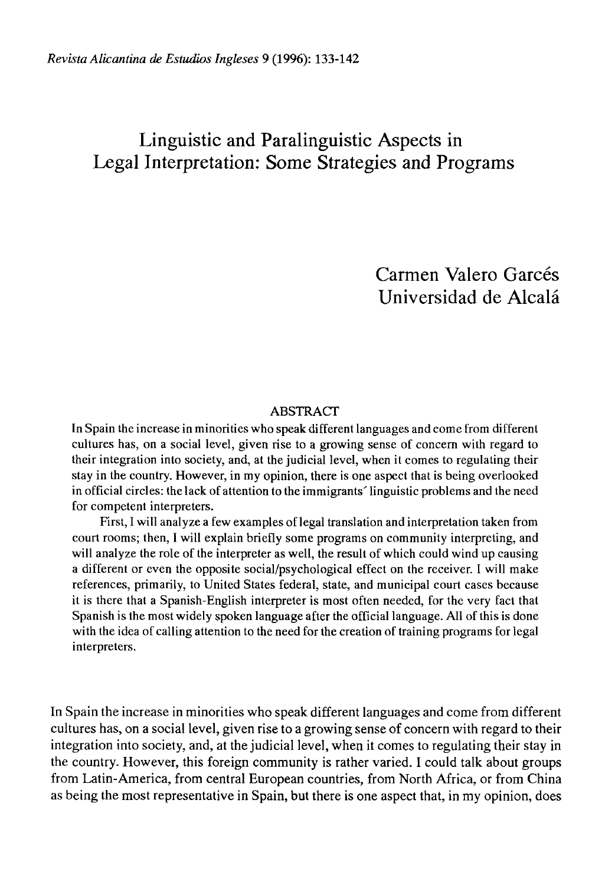# Linguistic and Paralinguistic Aspects in Legal Interpretation: Some Strategies and Programs

Carmen Valero Garcés
Universidad de Alcalá

## ABSTRACT

In Spain the increase in minorities who speak different languages and come from different cultures has, on a social level, given rise to a growing sense of concern with regard to their integration into society, and, at the judicial level, when it comes to regulating their stay in the country. However, in my opinion, there is one aspect that is being overlooked in official circles: the lack of attention to the immigrants' linguistic problems and the need for competent interpreters.

First, I will analyze a few examples of legal translation and interpretation taken from court rooms; then, I will explain briefly some programs on community interpreting, and will analyze the role of the interpreter as well, the result of which could wind up causing a different or even the opposite social/psychological effect on the receiver. I will make references, primarily, to United States federal, state, and municipal court cases because it is there that a Spanish-English interpreter is most often needed, for the very fact that Spanish is the most widely spoken language after the official language. All of this is done with the idea of calling attention to the need for the creation of training programs for legal interpreters.

In Spain the increase in minorities who speak different languages and come from different cultures has, on a social level, given rise to a growing sense of concern with regard to their integration into society, and, at the judicial level, when it comes to regulating their stay in the country. However, this foreign community is rather varied. I could talk about groups from Latin-America, from central European countries, from North Africa, or from China as being the most representative in Spain, but there is one aspect that, in my opinion, does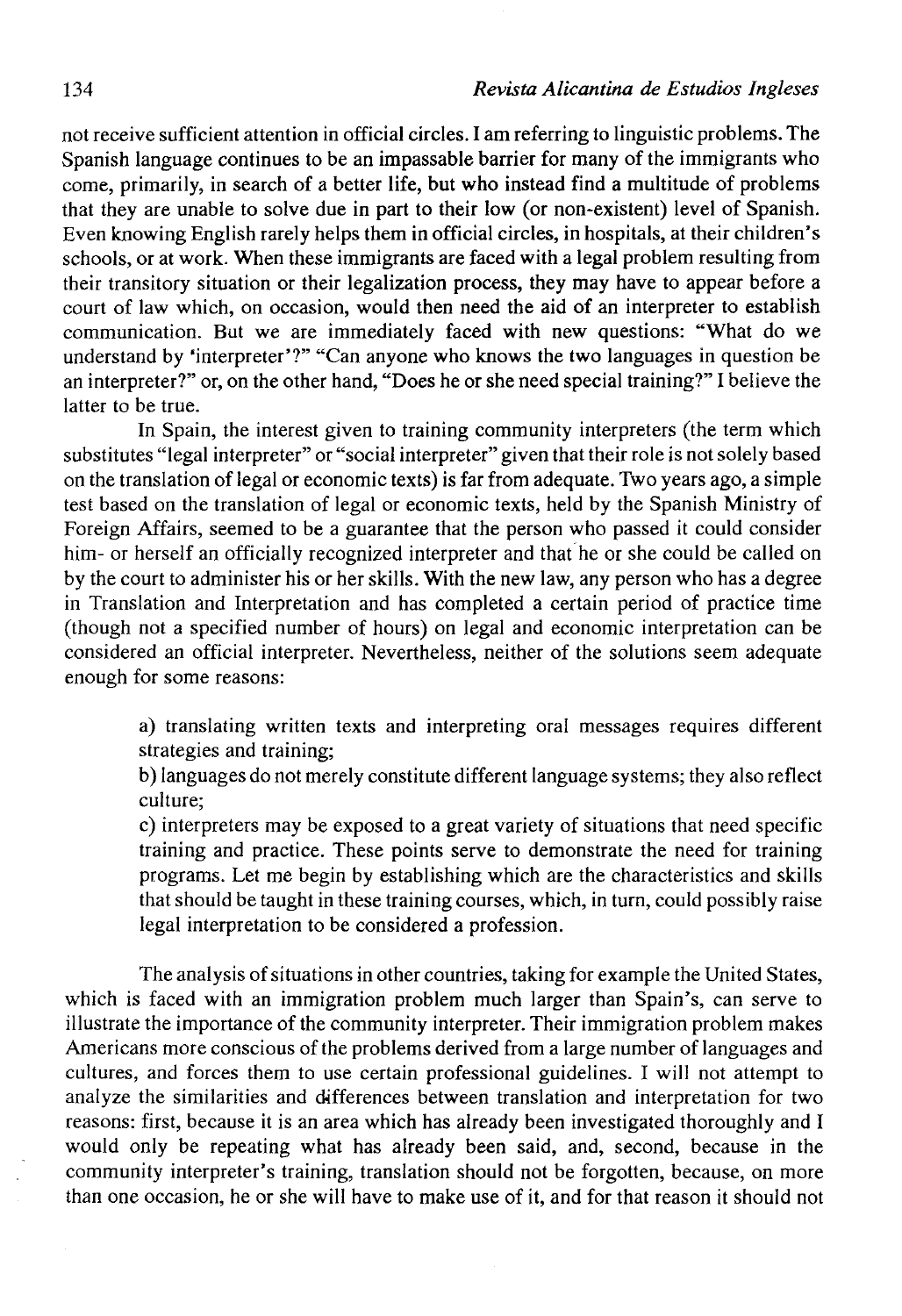not receive sufficient attention in official circles. I am referring to linguistic problems. The Spanish language continues to be an impassable barrier for many of the immigrants who come, primarily, in search of a better life, but who instead find a multitude of problems that they are unable to solve due in part to their low (or non-existent) level of Spanish. Even knowing English rarely helps them in official circles, in hospitals, at their children's schools, or at work. When these immigrants are faced with a legal problem resulting from their transitory situation or their legalization process, they may have to appear before a court of law which, on occasion, would then need the aid of an interpreter to establish communication. But we are immediately faced with new questions: "What do we understand by 'interpreter'?" "Can anyone who knows the two languages in question be an interpreter?" or, on the other hand, "Does he or she need special training?" I believe the latter to be true.

In Spain, the interest given to training community interpreters (the term which substitutes "legal interpreter" or "social interpreter" given that their role is not solely based on the translation of legal or economic texts) is far from adequate. Two years ago, a simple test based on the translation of legal or economic texts, held by the Spanish Ministry of Foreign Affairs, seemed to be a guarantee that the person who passed it could consider him- or herself an officially recognized interpreter and that he or she could be called on by the court to administer his or her skills. With the new law, any person who has a degree in Translation and Interpretation and has completed a certain period of practice time (though not a specified number of hours) on legal and economic interpretation can be considered an official interpreter. Nevertheless, neither of the solutions seem adequate enough for some reasons:

a) translating written texts and interpreting oral messages requires different strategies and training;

b) languages do not merely constitute different language systems; they also reflect culture;

c) interpreters may be exposed to a great variety of situations that need specific training and practice. These points serve to demonstrate the need for training programs. Let me begin by establishing which are the characteristics and skills that should be taught in these training courses, which, in turn, could possibly raise legal interpretation to be considered a profession.

The analysis of situations in other countries, taking for example the United States, which is faced with an immigration problem much larger than Spain's, can serve to illustrate the importance of the community interpreter. Their immigration problem makes Americans more conscious of the problems derived from a large number of languages and cultures, and forces them to use certain professional guidelines. I will not attempt to analyze the similarities and differences between translation and interpretation for two reasons: first, because it is an area which has already been investigated thoroughly and I would only be repeating what has already been said, and, second, because in the community interpreter's training, translation should not be forgotten, because, on more than one occasion, he or she will have to make use of it, and for that reason it should not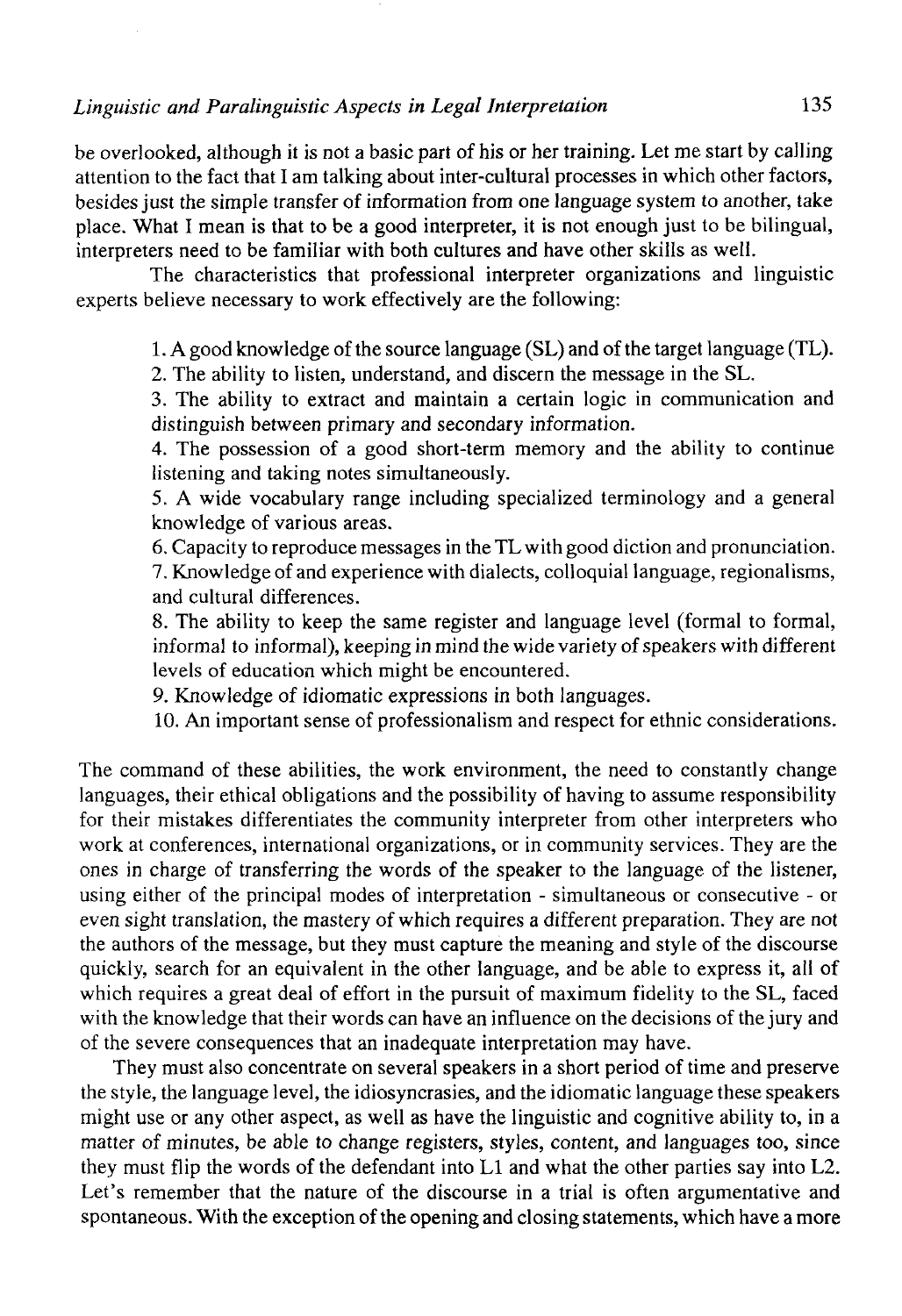be overlooked, although it is not a basic part of his or her training. Let me start by calling attention to the fact that I am talking about inter-cultural processes in which other factors, besides just the simple transfer of information from one language system to another, take place. What I mean is that to be a good interpreter, it is not enough just to be bilingual, interpreters need to be familiar with both cultures and have other skills as well.

The characteristics that professional interpreter organizations and linguistic experts believe necessary to work effectively are the following:

1. A good knowledge of the source language (SL) and of the target language (TL).
2. The ability to listen, understand, and discern the message in the SL.
3. The ability to extract and maintain a certain logic in communication and distinguish between primary and secondary information.
4. The possession of a good short-term memory and the ability to continue listening and taking notes simultaneously.
5. A wide vocabulary range including specialized terminology and a general knowledge of various areas.
6. Capacity to reproduce messages in the TL with good diction and pronunciation.
7. Knowledge of and experience with dialects, colloquial language, regionalisms, and cultural differences.
8. The ability to keep the same register and language level (formal to formal, informal to informal), keeping in mind the wide variety of speakers with different levels of education which might be encountered.
9. Knowledge of idiomatic expressions in both languages.
10. An important sense of professionalism and respect for ethnic considerations.

The command of these abilities, the work environment, the need to constantly change languages, their ethical obligations and the possibility of having to assume responsibility for their mistakes differentiates the community interpreter from other interpreters who work at conferences, international organizations, or in community services. They are the ones in charge of transferring the words of the speaker to the language of the listener, using either of the principal modes of interpretation - simultaneous or consecutive - or even sight translation, the mastery of which requires a different preparation. They are not the authors of the message, but they must capture the meaning and style of the discourse quickly, search for an equivalent in the other language, and be able to express it, all of which requires a great deal of effort in the pursuit of maximum fidelity to the SL, faced with the knowledge that their words can have an influence on the decisions of the jury and of the severe consequences that an inadequate interpretation may have.

They must also concentrate on several speakers in a short period of time and preserve the style, the language level, the idiosyncrasies, and the idiomatic language these speakers might use or any other aspect, as well as have the linguistic and cognitive ability to, in a matter of minutes, be able to change registers, styles, content, and languages too, since they must flip the words of the defendant into L1 and what the other parties say into L2. Let's remember that the nature of the discourse in a trial is often argumentative and spontaneous. With the exception of the opening and closing statements, which have a more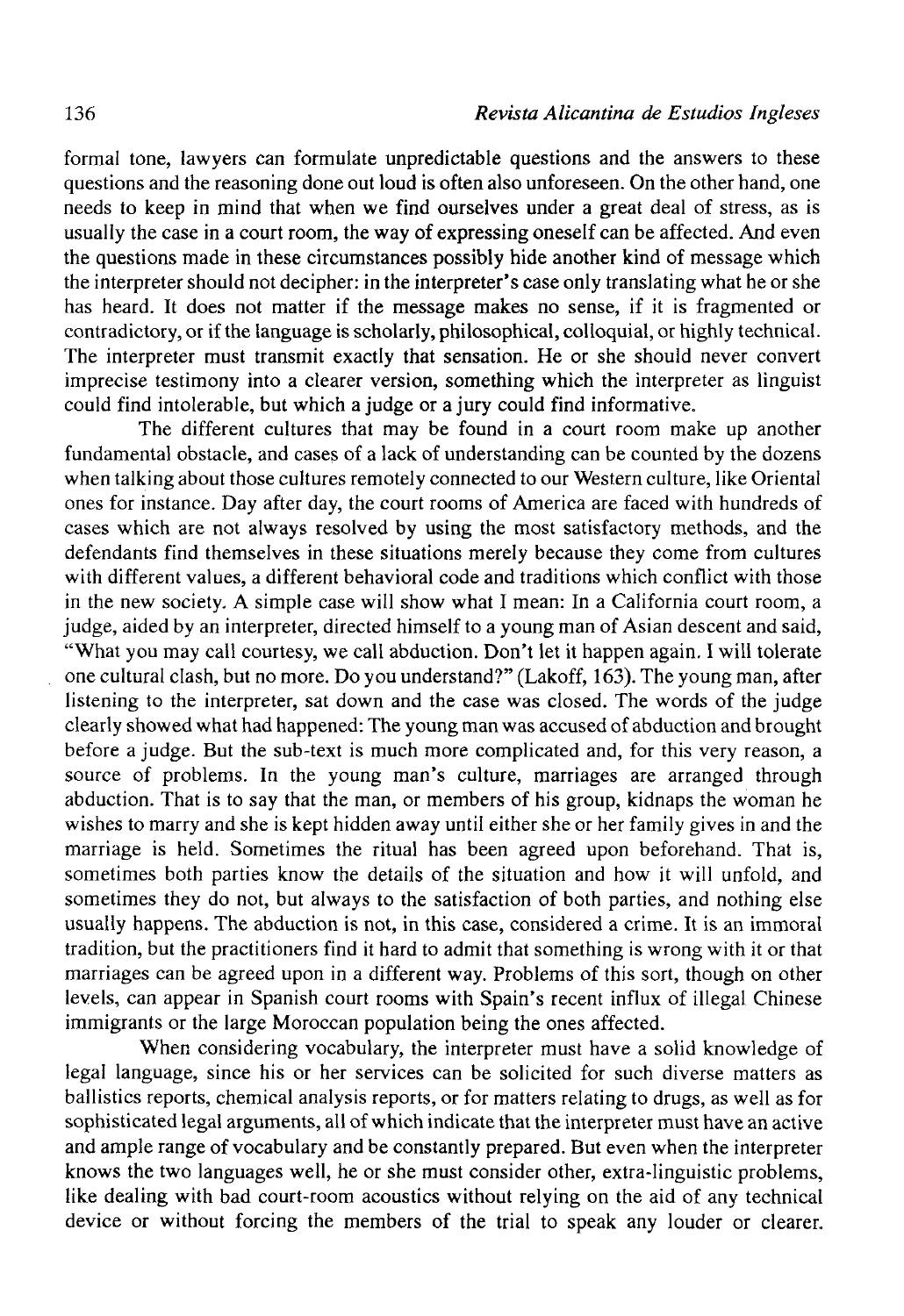formal tone, lawyers can formulate unpredictable questions and the answers to these questions and the reasoning done out loud is often also unforeseen. On the other hand, one needs to keep in mind that when we find ourselves under a great deal of stress, as is usually the case in a court room, the way of expressing oneself can be affected. And even the questions made in these circumstances possibly hide another kind of message which the interpreter should not decipher: in the interpreter's case only translating what he or she has heard. It does not matter if the message makes no sense, if it is fragmented or contradictory, or if the language is scholarly, philosophical, colloquial, or highly technical. The interpreter must transmit exactly that sensation. He or she should never convert imprecise testimony into a clearer version, something which the interpreter as linguist could find intolerable, but which a judge or a jury could find informative.

The different cultures that may be found in a court room make up another fundamental obstacle, and cases of a lack of understanding can be counted by the dozens when talking about those cultures remotely connected to our Western culture, like Oriental ones for instance. Day after day, the court rooms of America are faced with hundreds of cases which are not always resolved by using the most satisfactory methods, and the defendants find themselves in these situations merely because they come from cultures with different values, a different behavioral code and traditions which conflict with those in the new society. A simple case will show what I mean: In a California court room, a judge, aided by an interpreter, directed himself to a young man of Asian descent and said, "What you may call courtesy, we call abduction. Don't let it happen again. I will tolerate one cultural clash, but no more. Do you understand?" (Lakoff, 163). The young man, after listening to the interpreter, sat down and the case was closed. The words of the judge clearly showed what had happened: The young man was accused of abduction and brought before a judge. But the sub-text is much more complicated and, for this very reason, a source of problems. In the young man's culture, marriages are arranged through abduction. That is to say that the man, or members of his group, kidnaps the woman he wishes to marry and she is kept hidden away until either she or her family gives in and the marriage is held. Sometimes the ritual has been agreed upon beforehand. That is, sometimes both parties know the details of the situation and how it will unfold, and sometimes they do not, but always to the satisfaction of both parties, and nothing else usually happens. The abduction is not, in this case, considered a crime. It is an immoral tradition, but the practitioners find it hard to admit that something is wrong with it or that marriages can be agreed upon in a different way. Problems of this sort, though on other levels, can appear in Spanish court rooms with Spain's recent influx of illegal Chinese immigrants or the large Moroccan population being the ones affected.

When considering vocabulary, the interpreter must have a solid knowledge of legal language, since his or her services can be solicited for such diverse matters as ballistics reports, chemical analysis reports, or for matters relating to drugs, as well as for sophisticated legal arguments, all of which indicate that the interpreter must have an active and ample range of vocabulary and be constantly prepared. But even when the interpreter knows the two languages well, he or she must consider other, extra-linguistic problems, like dealing with bad court-room acoustics without relying on the aid of any technical device or without forcing the members of the trial to speak any louder or clearer.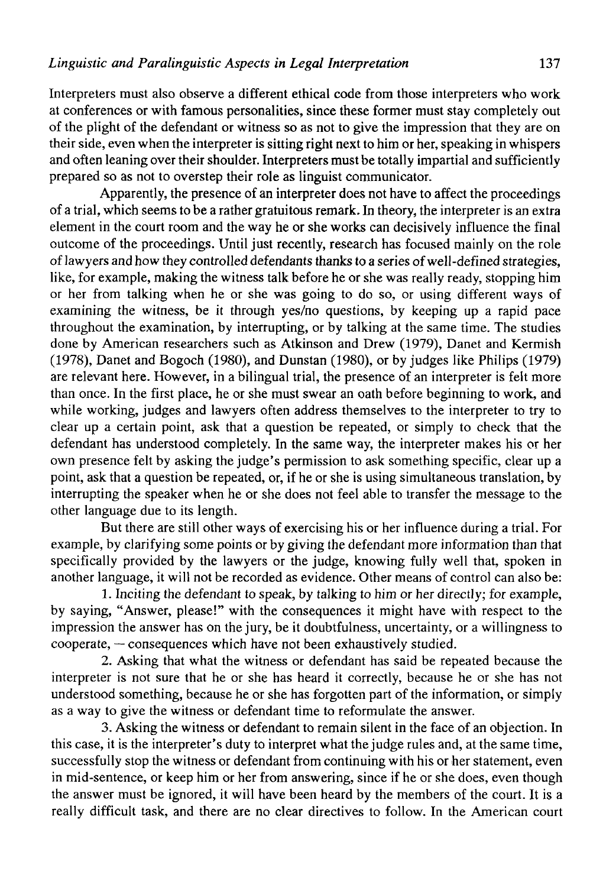Interpreters must also observe a different ethical code from those interpreters who work at conferences or with famous personalities, since these former must stay completely out of the plight of the defendant or witness so as not to give the impression that they are on their side, even when the interpreter is sitting right next to him or her, speaking in whispers and often leaning over their shoulder. Interpreters must be totally impartial and sufficiently prepared so as not to overstep their role as linguist communicator.

Apparently, the presence of an interpreter does not have to affect the proceedings of a trial, which seems to be a rather gratuitous remark. In theory, the interpreter is an extra element in the court room and the way he or she works can decisively influence the final outcome of the proceedings. Until just recently, research has focused mainly on the role of lawyers and how they controlled defendants thanks to a series of well-defined strategies, like, for example, making the witness talk before he or she was really ready, stopping him or her from talking when he or she was going to do so, or using different ways of examining the witness, be it through yes/no questions, by keeping up a rapid pace throughout the examination, by interrupting, or by talking at the same time. The studies done by American researchers such as Atkinson and Drew (1979), Danet and Kermish (1978), Danet and Bogoch (1980), and Dunstan (1980), or by judges like Philips (1979) are relevant here. However, in a bilingual trial, the presence of an interpreter is felt more than once. In the first place, he or she must swear an oath before beginning to work, and while working, judges and lawyers often address themselves to the interpreter to try to clear up a certain point, ask that a question be repeated, or simply to check that the defendant has understood completely. In the same way, the interpreter makes his or her own presence felt by asking the judge's permission to ask something specific, clear up a point, ask that a question be repeated, or, if he or she is using simultaneous translation, by interrupting the speaker when he or she does not feel able to transfer the message to the other language due to its length.

But there are still other ways of exercising his or her influence during a trial. For example, by clarifying some points or by giving the defendant more information than that specifically provided by the lawyers or the judge, knowing fully well that, spoken in another language, it will not be recorded as evidence. Other means of control can also be:

1. Inciting the defendant to speak, by talking to him or her directly; for example, by saying, "Answer, please!" with the consequences it might have with respect to the impression the answer has on the jury, be it doubtfulness, uncertainty, or a willingness to cooperate, — consequences which have not been exhaustively studied.

2. Asking that what the witness or defendant has said be repeated because the interpreter is not sure that he or she has heard it correctly, because he or she has not understood something, because he or she has forgotten part of the information, or simply as a way to give the witness or defendant time to reformulate the answer.

3. Asking the witness or defendant to remain silent in the face of an objection. In this case, it is the interpreter's duty to interpret what the judge rules and, at the same time, successfully stop the witness or defendant from continuing with his or her statement, even in mid-sentence, or keep him or her from answering, since if he or she does, even though the answer must be ignored, it will have been heard by the members of the court. It is a really difficult task, and there are no clear directives to follow. In the American court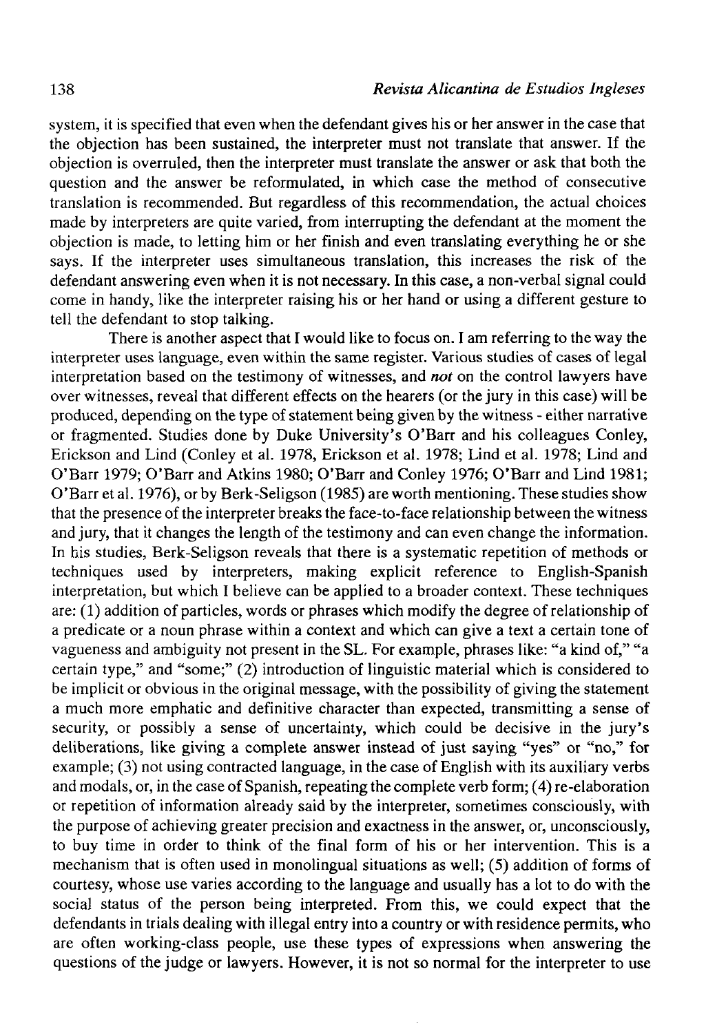system, it is specified that even when the defendant gives his or her answer in the case that the objection has been sustained, the interpreter must not translate that answer. If the objection is overruled, then the interpreter must translate the answer or ask that both the question and the answer be reformulated, in which case the method of consecutive translation is recommended. But regardless of this recommendation, the actual choices made by interpreters are quite varied, from interrupting the defendant at the moment the objection is made, to letting him or her finish and even translating everything he or she says. If the interpreter uses simultaneous translation, this increases the risk of the defendant answering even when it is not necessary. In this case, a non-verbal signal could come in handy, like the interpreter raising his or her hand or using a different gesture to tell the defendant to stop talking.

There is another aspect that I would like to focus on. I am referring to the way the interpreter uses language, even within the same register. Various studies of cases of legal interpretation based on the testimony of witnesses, and *not* on the control lawyers have over witnesses, reveal that different effects on the hearers (or the jury in this case) will be produced, depending on the type of statement being given by the witness - either narrative or fragmented. Studies done by Duke University's O'Barr and his colleagues Conley, Erickson and Lind (Conley et al. 1978, Erickson et al. 1978; Lind et al. 1978; Lind and O'Barr 1979; O'Barr and Atkins 1980; O'Barr and Conley 1976; O'Barr and Lind 1981; O'Barr et al. 1976), or by Berk-Seligson (1985) are worth mentioning. These studies show that the presence of the interpreter breaks the face-to-face relationship between the witness and jury, that it changes the length of the testimony and can even change the information. In his studies, Berk-Seligson reveals that there is a systematic repetition of methods or techniques used by interpreters, making explicit reference to English-Spanish interpretation, but which I believe can be applied to a broader context. These techniques are: (1) addition of particles, words or phrases which modify the degree of relationship of a predicate or a noun phrase within a context and which can give a text a certain tone of vagueness and ambiguity not present in the SL. For example, phrases like: "a kind of," "a certain type," and "some;" (2) introduction of linguistic material which is considered to be implicit or obvious in the original message, with the possibility of giving the statement a much more emphatic and definitive character than expected, transmitting a sense of security, or possibly a sense of uncertainty, which could be decisive in the jury's deliberations, like giving a complete answer instead of just saying "yes" or "no," for example; (3) not using contracted language, in the case of English with its auxiliary verbs and modals, or, in the case of Spanish, repeating the complete verb form; (4) re-elaboration or repetition of information already said by the interpreter, sometimes consciously, with the purpose of achieving greater precision and exactness in the answer, or, unconsciously, to buy time in order to think of the final form of his or her intervention. This is a mechanism that is often used in monolingual situations as well; (5) addition of forms of courtesy, whose use varies according to the language and usually has a lot to do with the social status of the person being interpreted. From this, we could expect that the defendants in trials dealing with illegal entry into a country or with residence permits, who are often working-class people, use these types of expressions when answering the questions of the judge or lawyers. However, it is not so normal for the interpreter to use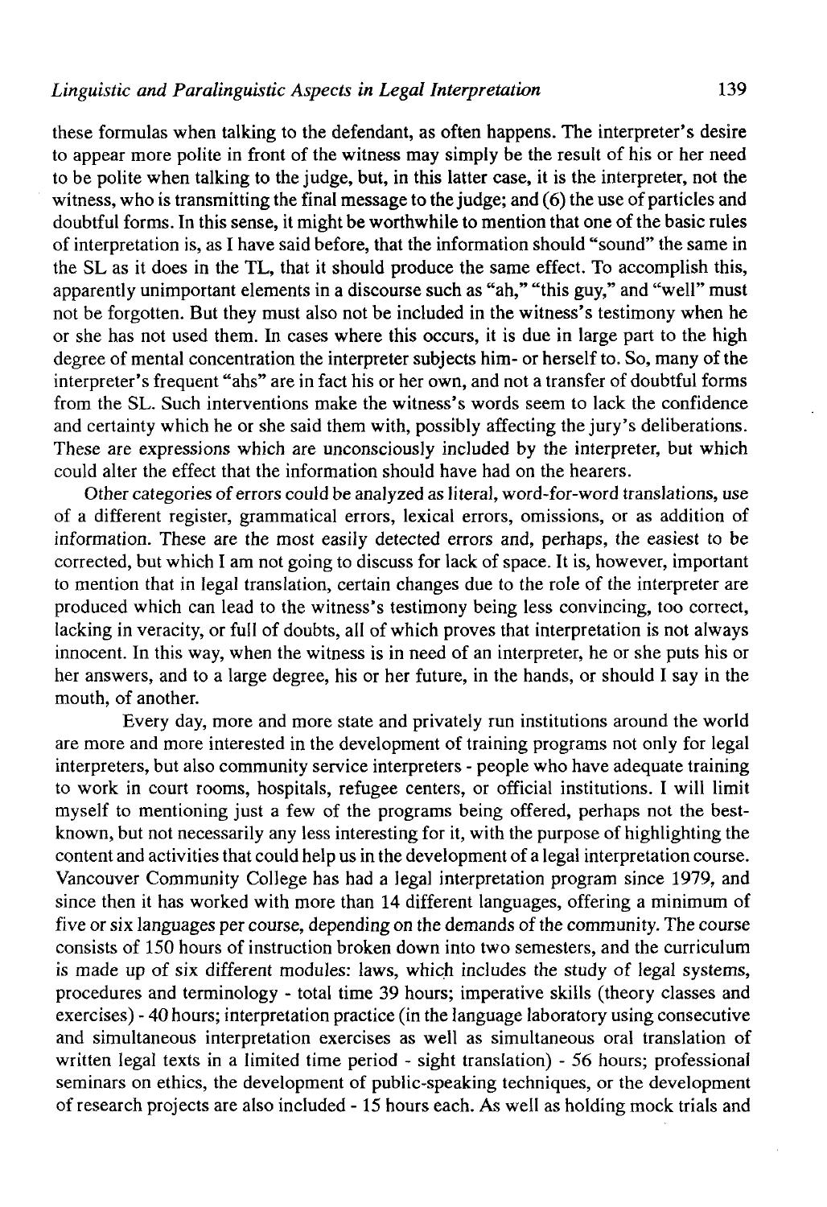these formulas when talking to the defendant, as often happens. The interpreter's desire to appear more polite in front of the witness may simply be the result of his or her need to be polite when talking to the judge, but, in this latter case, it is the interpreter, not the witness, who is transmitting the final message to the judge; and (6) the use of particles and doubtful forms. In this sense, it might be worthwhile to mention that one of the basic rules of interpretation is, as I have said before, that the information should "sound" the same in the SL as it does in the TL, that it should produce the same effect. To accomplish this, apparently unimportant elements in a discourse such as "ah," "this guy," and "well" must not be forgotten. But they must also not be included in the witness's testimony when he or she has not used them. In cases where this occurs, it is due in large part to the high degree of mental concentration the interpreter subjects him- or herself to. So, many of the interpreter's frequent "ahs" are in fact his or her own, and not a transfer of doubtful forms from the SL. Such interventions make the witness's words seem to lack the confidence and certainty which he or she said them with, possibly affecting the jury's deliberations. These are expressions which are unconsciously included by the interpreter, but which could alter the effect that the information should have had on the hearers.

Other categories of errors could be analyzed as literal, word-for-word translations, use of a different register, grammatical errors, lexical errors, omissions, or as addition of information. These are the most easily detected errors and, perhaps, the easiest to be corrected, but which I am not going to discuss for lack of space. It is, however, important to mention that in legal translation, certain changes due to the role of the interpreter are produced which can lead to the witness's testimony being less convincing, too correct, lacking in veracity, or full of doubts, all of which proves that interpretation is not always innocent. In this way, when the witness is in need of an interpreter, he or she puts his or her answers, and to a large degree, his or her future, in the hands, or should I say in the mouth, of another.

Every day, more and more state and privately run institutions around the world are more and more interested in the development of training programs not only for legal interpreters, but also community service interpreters - people who have adequate training to work in court rooms, hospitals, refugee centers, or official institutions. I will limit myself to mentioning just a few of the programs being offered, perhaps not the best-known, but not necessarily any less interesting for it, with the purpose of highlighting the content and activities that could help us in the development of a legal interpretation course. Vancouver Community College has had a legal interpretation program since 1979, and since then it has worked with more than 14 different languages, offering a minimum of five or six languages per course, depending on the demands of the community. The course consists of 150 hours of instruction broken down into two semesters, and the curriculum is made up of six different modules: laws, which includes the study of legal systems, procedures and terminology - total time 39 hours; imperative skills (theory classes and exercises) - 40 hours; interpretation practice (in the language laboratory using consecutive and simultaneous interpretation exercises as well as simultaneous oral translation of written legal texts in a limited time period - sight translation) - 56 hours; professional seminars on ethics, the development of public-speaking techniques, or the development of research projects are also included - 15 hours each. As well as holding mock trials and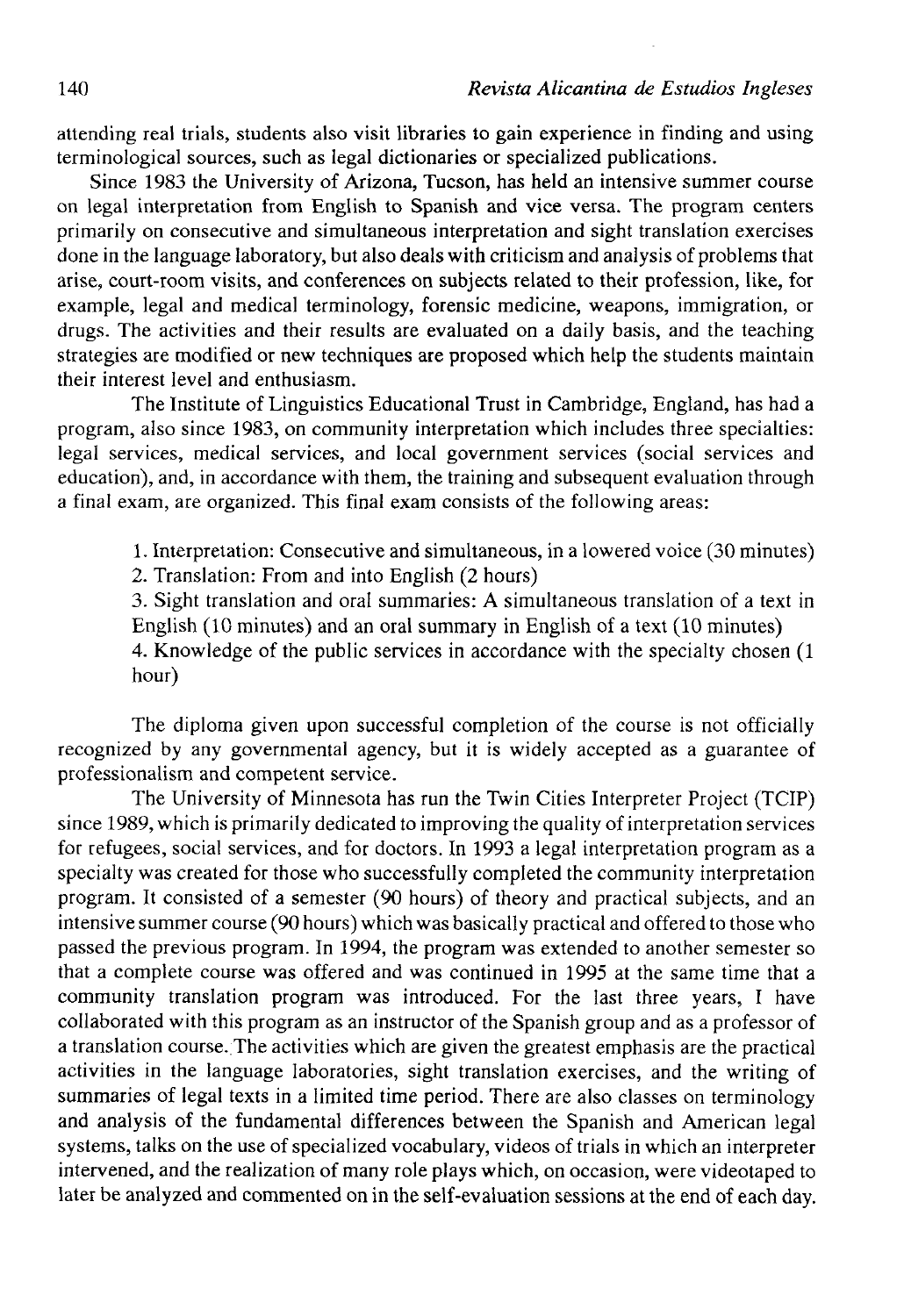attending real trials, students also visit libraries to gain experience in finding and using terminological sources, such as legal dictionaries or specialized publications.

Since 1983 the University of Arizona, Tucson, has held an intensive summer course on legal interpretation from English to Spanish and vice versa. The program centers primarily on consecutive and simultaneous interpretation and sight translation exercises done in the language laboratory, but also deals with criticism and analysis of problems that arise, court-room visits, and conferences on subjects related to their profession, like, for example, legal and medical terminology, forensic medicine, weapons, immigration, or drugs. The activities and their results are evaluated on a daily basis, and the teaching strategies are modified or new techniques are proposed which help the students maintain their interest level and enthusiasm.

The Institute of Linguistics Educational Trust in Cambridge, England, has had a program, also since 1983, on community interpretation which includes three specialties: legal services, medical services, and local government services (social services and education), and, in accordance with them, the training and subsequent evaluation through a final exam, are organized. This final exam consists of the following areas:

1. Interpretation: Consecutive and simultaneous, in a lowered voice (30 minutes)
2. Translation: From and into English (2 hours)
3. Sight translation and oral summaries: A simultaneous translation of a text in English (10 minutes) and an oral summary in English of a text (10 minutes)
4. Knowledge of the public services in accordance with the specialty chosen (1 hour)

The diploma given upon successful completion of the course is not officially recognized by any governmental agency, but it is widely accepted as a guarantee of professionalism and competent service.

The University of Minnesota has run the Twin Cities Interpreter Project (TCIP) since 1989, which is primarily dedicated to improving the quality of interpretation services for refugees, social services, and for doctors. In 1993 a legal interpretation program as a specialty was created for those who successfully completed the community interpretation program. It consisted of a semester (90 hours) of theory and practical subjects, and an intensive summer course (90 hours) which was basically practical and offered to those who passed the previous program. In 1994, the program was extended to another semester so that a complete course was offered and was continued in 1995 at the same time that a community translation program was introduced. For the last three years, I have collaborated with this program as an instructor of the Spanish group and as a professor of a translation course. The activities which are given the greatest emphasis are the practical activities in the language laboratories, sight translation exercises, and the writing of summaries of legal texts in a limited time period. There are also classes on terminology and analysis of the fundamental differences between the Spanish and American legal systems, talks on the use of specialized vocabulary, videos of trials in which an interpreter intervened, and the realization of many role plays which, on occasion, were videotaped to later be analyzed and commented on in the self-evaluation sessions at the end of each day.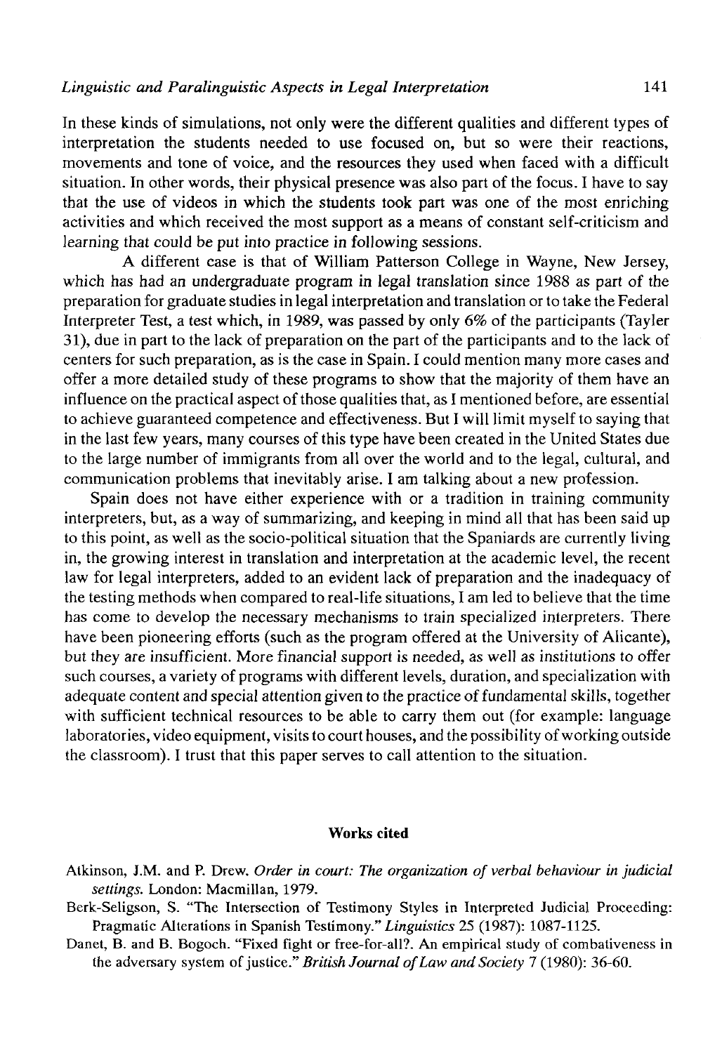In these kinds of simulations, not only were the different qualities and different types of interpretation the students needed to use focused on, but so were their reactions, movements and tone of voice, and the resources they used when faced with a difficult situation. In other words, their physical presence was also part of the focus. I have to say that the use of videos in which the students took part was one of the most enriching activities and which received the most support as a means of constant self-criticism and learning that could be put into practice in following sessions.

A different case is that of William Patterson College in Wayne, New Jersey, which has had an undergraduate program in legal translation since 1988 as part of the preparation for graduate studies in legal interpretation and translation or to take the Federal Interpreter Test, a test which, in 1989, was passed by only 6% of the participants (Tayler 31), due in part to the lack of preparation on the part of the participants and to the lack of centers for such preparation, as is the case in Spain. I could mention many more cases and offer a more detailed study of these programs to show that the majority of them have an influence on the practical aspect of those qualities that, as I mentioned before, are essential to achieve guaranteed competence and effectiveness. But I will limit myself to saying that in the last few years, many courses of this type have been created in the United States due to the large number of immigrants from all over the world and to the legal, cultural, and communication problems that inevitably arise. I am talking about a new profession.

Spain does not have either experience with or a tradition in training community interpreters, but, as a way of summarizing, and keeping in mind all that has been said up to this point, as well as the socio-political situation that the Spaniards are currently living in, the growing interest in translation and interpretation at the academic level, the recent law for legal interpreters, added to an evident lack of preparation and the inadequacy of the testing methods when compared to real-life situations, I am led to believe that the time has come to develop the necessary mechanisms to train specialized interpreters. There have been pioneering efforts (such as the program offered at the University of Alicante), but they are insufficient. More financial support is needed, as well as institutions to offer such courses, a variety of programs with different levels, duration, and specialization with adequate content and special attention given to the practice of fundamental skills, together with sufficient technical resources to be able to carry them out (for example: language laboratories, video equipment, visits to court houses, and the possibility of working outside the classroom). I trust that this paper serves to call attention to the situation.

## Works cited

Atkinson, J.M. and P. Drew. *Order in court: The organization of verbal behaviour in judicial settings.* London: Macmillan, 1979.

Berk-Seligson, S. "The Intersection of Testimony Styles in Interpreted Judicial Proceeding: Pragmatic Alterations in Spanish Testimony." *Linguistics* 25 (1987): 1087-1125.

Danet, B. and B. Bogoch. "Fixed fight or free-for-all?. An empirical study of combativeness in the adversary system of justice." *British Journal of Law and Society* 7 (1980): 36-60.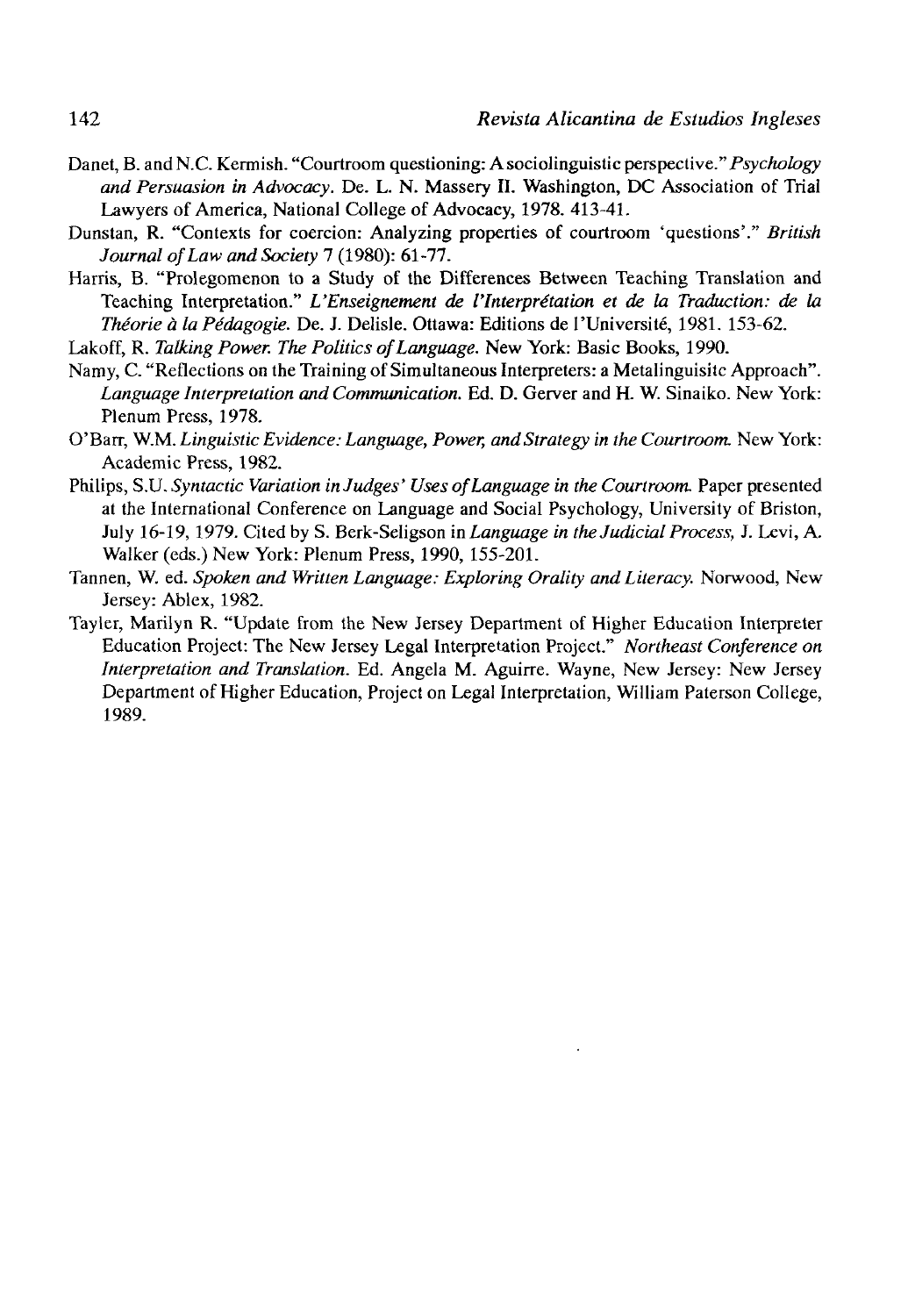Danet, B. and N.C. Kermish. "Courtroom questioning: A sociolinguistic perspective." *Psychology and Persuasion in Advocacy*. De. L. N. Massery II. Washington, DC Association of Trial Lawyers of America, National College of Advocacy, 1978. 413-41.

Dunstan, R. "Contexts for coercion: Analyzing properties of courtroom 'questions'." *British Journal of Law and Society* 7 (1980): 61-77.

Harris, B. "Prolegomenon to a Study of the Differences Between Teaching Translation and Teaching Interpretation." *L'Enseignement de l'Interprétation et de la Traduction: de la Théorie à la Pédagogie*. De. J. Delisle. Ottawa: Editions de l'Université, 1981. 153-62.

Lakoff, R. *Talking Power. The Politics of Language*. New York: Basic Books, 1990.

Namy, C. "Reflections on the Training of Simultaneous Interpreters: a Metalinguisitc Approach". *Language Interpretation and Communication*. Ed. D. Gerver and H. W. Sinaiko. New York: Plenum Press, 1978.

O'Barr, W.M. *Linguistic Evidence: Language, Power, and Strategy in the Courtroom*. New York: Academic Press, 1982.

Philips, S.U. *Syntactic Variation in Judges' Uses of Language in the Courtroom*. Paper presented at the International Conference on Language and Social Psychology, University of Briston, July 16-19, 1979. Cited by S. Berk-Seligson in *Language in the Judicial Process*, J. Levi, A. Walker (eds.) New York: Plenum Press, 1990, 155-201.

Tannen, W. ed. *Spoken and Written Language: Exploring Orality and Literacy*. Norwood, New Jersey: Ablex, 1982.

Tayler, Marilyn R. "Update from the New Jersey Department of Higher Education Interpreter Education Project: The New Jersey Legal Interpretation Project." *Northeast Conference on Interpretation and Translation*. Ed. Angela M. Aguirre. Wayne, New Jersey: New Jersey Department of Higher Education, Project on Legal Interpretation, William Paterson College, 1989.